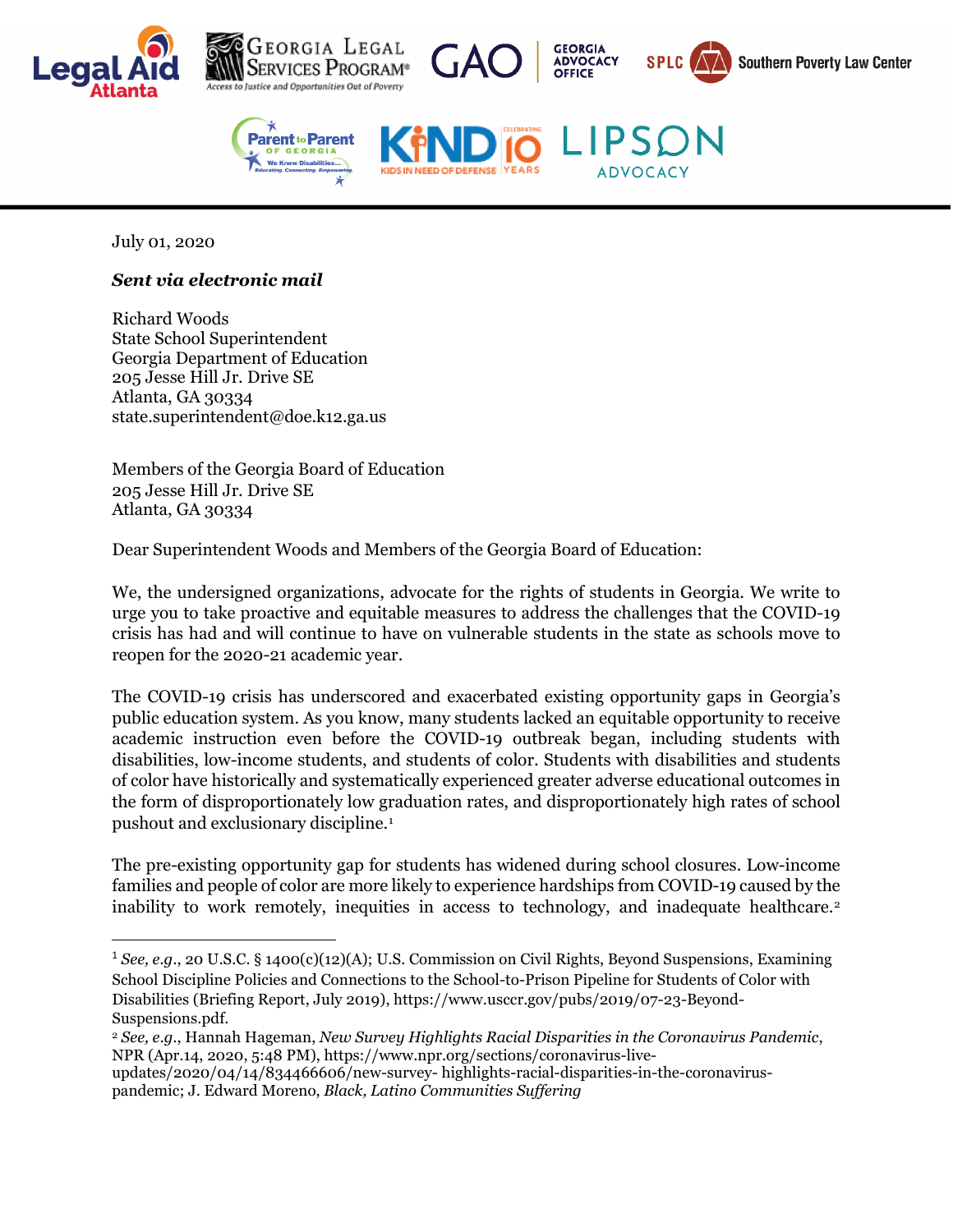July 01, 2020

***Sent via electronic mail***

Richard Woods
State School Superintendent
Georgia Department of Education
205 Jesse Hill Jr. Drive SE
Atlanta, GA 30334
state.superintendent@doe.k12.ga.us

Members of the Georgia Board of Education
205 Jesse Hill Jr. Drive SE
Atlanta, GA 30334

Dear Superintendent Woods and Members of the Georgia Board of Education:

We, the undersigned organizations, advocate for the rights of students in Georgia. We write to urge you to take proactive and equitable measures to address the challenges that the COVID-19 crisis has had and will continue to have on vulnerable students in the state as schools move to reopen for the 2020-21 academic year.

The COVID-19 crisis has underscored and exacerbated existing opportunity gaps in Georgia's public education system. As you know, many students lacked an equitable opportunity to receive academic instruction even before the COVID-19 outbreak began, including students with disabilities, low-income students, and students of color. Students with disabilities and students of color have historically and systematically experienced greater adverse educational outcomes in the form of disproportionately low graduation rates, and disproportionately high rates of school pushout and exclusionary discipline.[1]

The pre-existing opportunity gap for students has widened during school closures. Low-income families and people of color are more likely to experience hardships from COVID-19 caused by the inability to work remotely, inequities in access to technology, and inadequate healthcare.[2]

---

[1] *See, e.g.*, 20 U.S.C. § 1400(c)(12)(A); U.S. Commission on Civil Rights, Beyond Suspensions, Examining School Discipline Policies and Connections to the School-to-Prison Pipeline for Students of Color with Disabilities (Briefing Report, July 2019), https://www.usccr.gov/pubs/2019/07-23-Beyond-Suspensions.pdf.

[2] *See, e.g.*, Hannah Hageman, *New Survey Highlights Racial Disparities in the Coronavirus Pandemic*, NPR (Apr.14, 2020, 5:48 PM), https://www.npr.org/sections/coronavirus-live-updates/2020/04/14/834466606/new-survey- highlights-racial-disparities-in-the-coronavirus-pandemic; J. Edward Moreno, *Black, Latino Communities Suffering*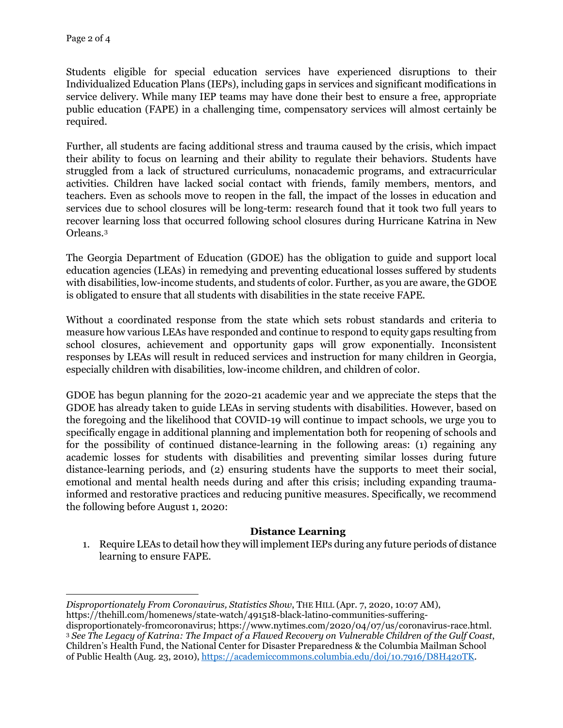Students eligible for special education services have experienced disruptions to their Individualized Education Plans (IEPs), including gaps in services and significant modifications in service delivery. While many IEP teams may have done their best to ensure a free, appropriate public education (FAPE) in a challenging time, compensatory services will almost certainly be required.

Further, all students are facing additional stress and trauma caused by the crisis, which impact their ability to focus on learning and their ability to regulate their behaviors. Students have struggled from a lack of structured curriculums, nonacademic programs, and extracurricular activities. Children have lacked social contact with friends, family members, mentors, and teachers. Even as schools move to reopen in the fall, the impact of the losses in education and services due to school closures will be long-term: research found that it took two full years to recover learning loss that occurred following school closures during Hurricane Katrina in New Orleans.[3]

The Georgia Department of Education (GDOE) has the obligation to guide and support local education agencies (LEAs) in remedying and preventing educational losses suffered by students with disabilities, low-income students, and students of color. Further, as you are aware, the GDOE is obligated to ensure that all students with disabilities in the state receive FAPE.

Without a coordinated response from the state which sets robust standards and criteria to measure how various LEAs have responded and continue to respond to equity gaps resulting from school closures, achievement and opportunity gaps will grow exponentially. Inconsistent responses by LEAs will result in reduced services and instruction for many children in Georgia, especially children with disabilities, low-income children, and children of color.

GDOE has begun planning for the 2020-21 academic year and we appreciate the steps that the GDOE has already taken to guide LEAs in serving students with disabilities. However, based on the foregoing and the likelihood that COVID-19 will continue to impact schools, we urge you to specifically engage in additional planning and implementation both for reopening of schools and for the possibility of continued distance-learning in the following areas: (1) regaining any academic losses for students with disabilities and preventing similar losses during future distance-learning periods, and (2) ensuring students have the supports to meet their social, emotional and mental health needs during and after this crisis; including expanding trauma-informed and restorative practices and reducing punitive measures. Specifically, we recommend the following before August 1, 2020:

**Distance Learning**

1. Require LEAs to detail how they will implement IEPs during any future periods of distance learning to ensure FAPE.

---

*Disproportionately From Coronavirus, Statistics Show*, THE HILL (Apr. 7, 2020, 10:07 AM), https://thehill.com/homenews/state-watch/491518-black-latino-communities-suffering-disproportionately-fromcoronavirus; https://www.nytimes.com/2020/04/07/us/coronavirus-race.html.

[3] *See The Legacy of Katrina: The Impact of a Flawed Recovery on Vulnerable Children of the Gulf Coast*, Children's Health Fund, the National Center for Disaster Preparedness & the Columbia Mailman School of Public Health (Aug. 23, 2010), https://academiccommons.columbia.edu/doi/10.7916/D8H420TK.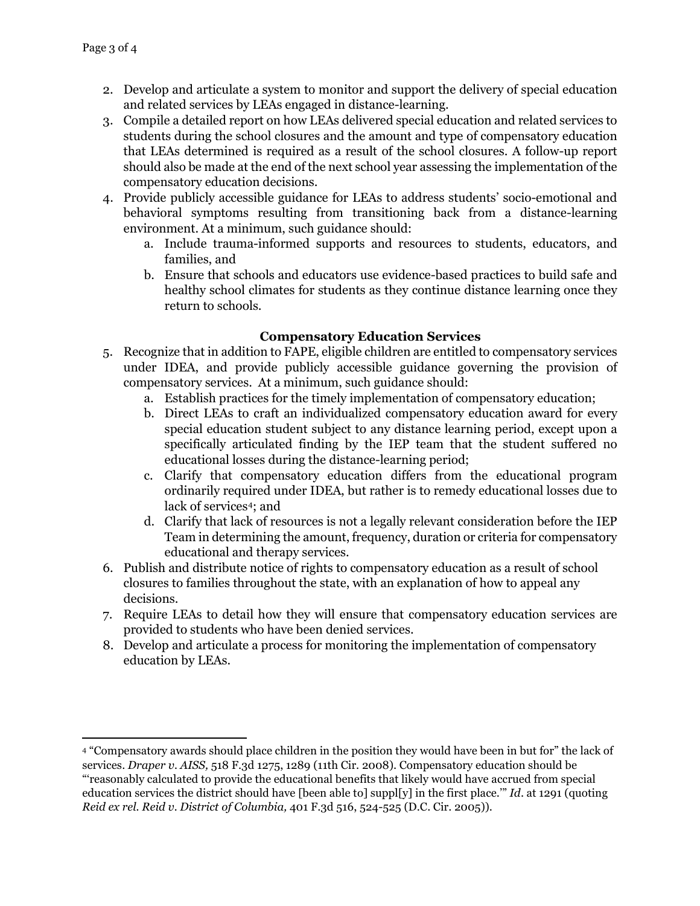2. Develop and articulate a system to monitor and support the delivery of special education and related services by LEAs engaged in distance-learning.
3. Compile a detailed report on how LEAs delivered special education and related services to students during the school closures and the amount and type of compensatory education that LEAs determined is required as a result of the school closures. A follow-up report should also be made at the end of the next school year assessing the implementation of the compensatory education decisions.
4. Provide publicly accessible guidance for LEAs to address students' socio-emotional and behavioral symptoms resulting from transitioning back from a distance-learning environment. At a minimum, such guidance should:
    a. Include trauma-informed supports and resources to students, educators, and families, and
    b. Ensure that schools and educators use evidence-based practices to build safe and healthy school climates for students as they continue distance learning once they return to schools.

### Compensatory Education Services

5. Recognize that in addition to FAPE, eligible children are entitled to compensatory services under IDEA, and provide publicly accessible guidance governing the provision of compensatory services. At a minimum, such guidance should:
    a. Establish practices for the timely implementation of compensatory education;
    b. Direct LEAs to craft an individualized compensatory education award for every special education student subject to any distance learning period, except upon a specifically articulated finding by the IEP team that the student suffered no educational losses during the distance-learning period;
    c. Clarify that compensatory education differs from the educational program ordinarily required under IDEA, but rather is to remedy educational losses due to lack of services[4]; and
    d. Clarify that lack of resources is not a legally relevant consideration before the IEP Team in determining the amount, frequency, duration or criteria for compensatory educational and therapy services.
6. Publish and distribute notice of rights to compensatory education as a result of school closures to families throughout the state, with an explanation of how to appeal any decisions.
7. Require LEAs to detail how they will ensure that compensatory education services are provided to students who have been denied services.
8. Develop and articulate a process for monitoring the implementation of compensatory education by LEAs.

---

[4] "Compensatory awards should place children in the position they would have been in but for" the lack of services. *Draper v. AISS,* 518 F.3d 1275, 1289 (11th Cir. 2008). Compensatory education should be "'reasonably calculated to provide the educational benefits that likely would have accrued from special education services the district should have [been able to] suppl[y] in the first place.'" *Id*. at 1291 (quoting *Reid ex rel. Reid v. District of Columbia,* 401 F.3d 516, 524-525 (D.C. Cir. 2005)).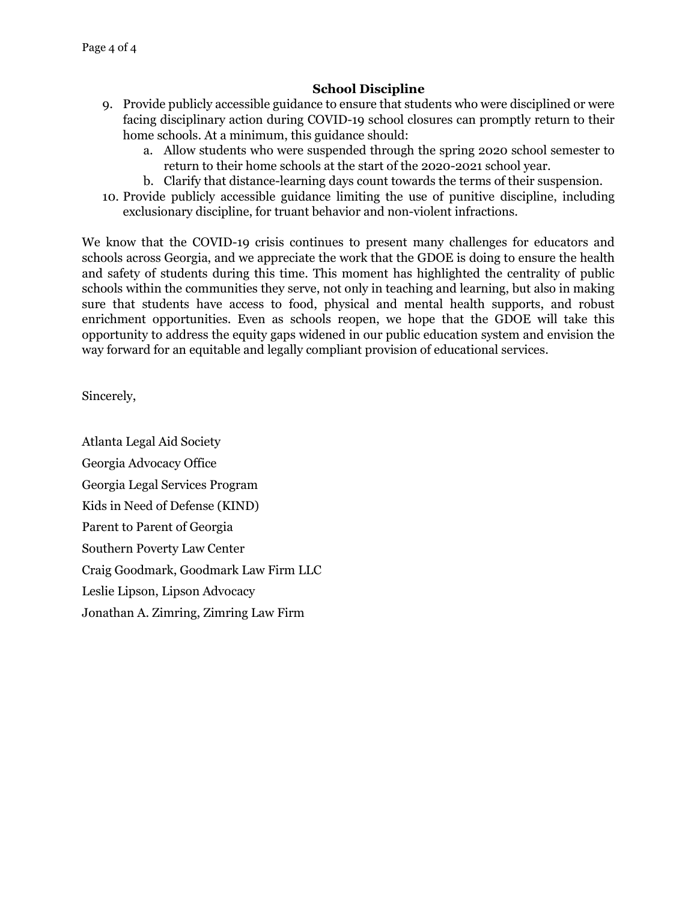### School Discipline

9. Provide publicly accessible guidance to ensure that students who were disciplined or were facing disciplinary action during COVID-19 school closures can promptly return to their home schools. At a minimum, this guidance should:
   a. Allow students who were suspended through the spring 2020 school semester to return to their home schools at the start of the 2020-2021 school year.
   b. Clarify that distance-learning days count towards the terms of their suspension.
10. Provide publicly accessible guidance limiting the use of punitive discipline, including exclusionary discipline, for truant behavior and non-violent infractions.

We know that the COVID-19 crisis continues to present many challenges for educators and schools across Georgia, and we appreciate the work that the GDOE is doing to ensure the health and safety of students during this time. This moment has highlighted the centrality of public schools within the communities they serve, not only in teaching and learning, but also in making sure that students have access to food, physical and mental health supports, and robust enrichment opportunities. Even as schools reopen, we hope that the GDOE will take this opportunity to address the equity gaps widened in our public education system and envision the way forward for an equitable and legally compliant provision of educational services.

Sincerely,

Atlanta Legal Aid Society

Georgia Advocacy Office

Georgia Legal Services Program

Kids in Need of Defense (KIND)

Parent to Parent of Georgia

Southern Poverty Law Center

Craig Goodmark, Goodmark Law Firm LLC

Leslie Lipson, Lipson Advocacy

Jonathan A. Zimring, Zimring Law Firm